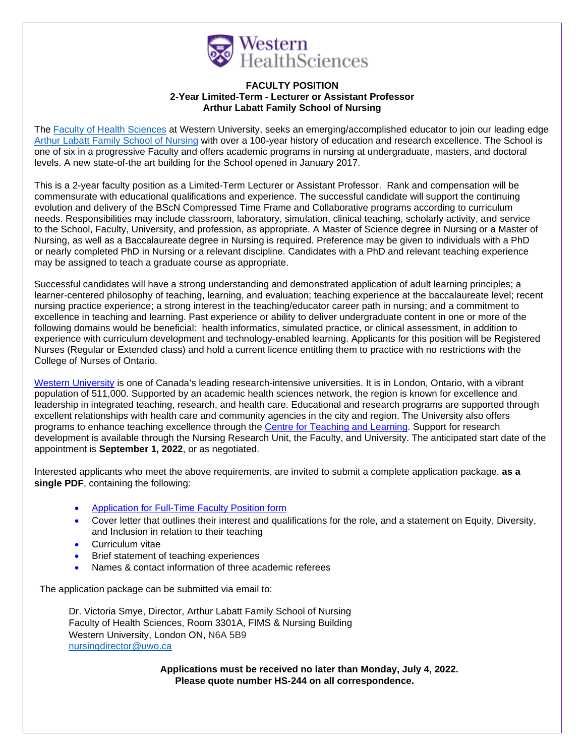Western HealthSciences

**FACULTY POSITION**
**2-Year Limited-Term - Lecturer or Assistant Professor**
**Arthur Labatt Family School of Nursing**

The Faculty of Health Sciences at Western University, seeks an emerging/accomplished educator to join our leading edge Arthur Labatt Family School of Nursing with over a 100-year history of education and research excellence. The School is one of six in a progressive Faculty and offers academic programs in nursing at undergraduate, masters, and doctoral levels. A new state-of-the art building for the School opened in January 2017.

This is a 2-year faculty position as a Limited-Term Lecturer or Assistant Professor. Rank and compensation will be commensurate with educational qualifications and experience. The successful candidate will support the continuing evolution and delivery of the BScN Compressed Time Frame and Collaborative programs according to curriculum needs. Responsibilities may include classroom, laboratory, simulation, clinical teaching, scholarly activity, and service to the School, Faculty, University, and profession, as appropriate. A Master of Science degree in Nursing or a Master of Nursing, as well as a Baccalaureate degree in Nursing is required. Preference may be given to individuals with a PhD or nearly completed PhD in Nursing or a relevant discipline. Candidates with a PhD and relevant teaching experience may be assigned to teach a graduate course as appropriate.

Successful candidates will have a strong understanding and demonstrated application of adult learning principles; a learner-centered philosophy of teaching, learning, and evaluation; teaching experience at the baccalaureate level; recent nursing practice experience; a strong interest in the teaching/educator career path in nursing; and a commitment to excellence in teaching and learning. Past experience or ability to deliver undergraduate content in one or more of the following domains would be beneficial: health informatics, simulated practice, or clinical assessment, in addition to experience with curriculum development and technology-enabled learning. Applicants for this position will be Registered Nurses (Regular or Extended class) and hold a current licence entitling them to practice with no restrictions with the College of Nurses of Ontario.

Western University is one of Canada's leading research-intensive universities. It is in London, Ontario, with a vibrant population of 511,000. Supported by an academic health sciences network, the region is known for excellence and leadership in integrated teaching, research, and health care. Educational and research programs are supported through excellent relationships with health care and community agencies in the city and region. The University also offers programs to enhance teaching excellence through the Centre for Teaching and Learning. Support for research development is available through the Nursing Research Unit, the Faculty, and University. The anticipated start date of the appointment is **September 1, 2022**, or as negotiated.

Interested applicants who meet the above requirements, are invited to submit a complete application package, **as a single PDF**, containing the following:

- Application for Full-Time Faculty Position form
- Cover letter that outlines their interest and qualifications for the role, and a statement on Equity, Diversity, and Inclusion in relation to their teaching
- Curriculum vitae
- Brief statement of teaching experiences
- Names & contact information of three academic referees

The application package can be submitted via email to:

Dr. Victoria Smye, Director, Arthur Labatt Family School of Nursing
Faculty of Health Sciences, Room 3301A, FIMS & Nursing Building
Western University, London ON, N6A 5B9
nursingdirector@uwo.ca

**Applications must be received no later than Monday, July 4, 2022.**
**Please quote number HS-244 on all correspondence.**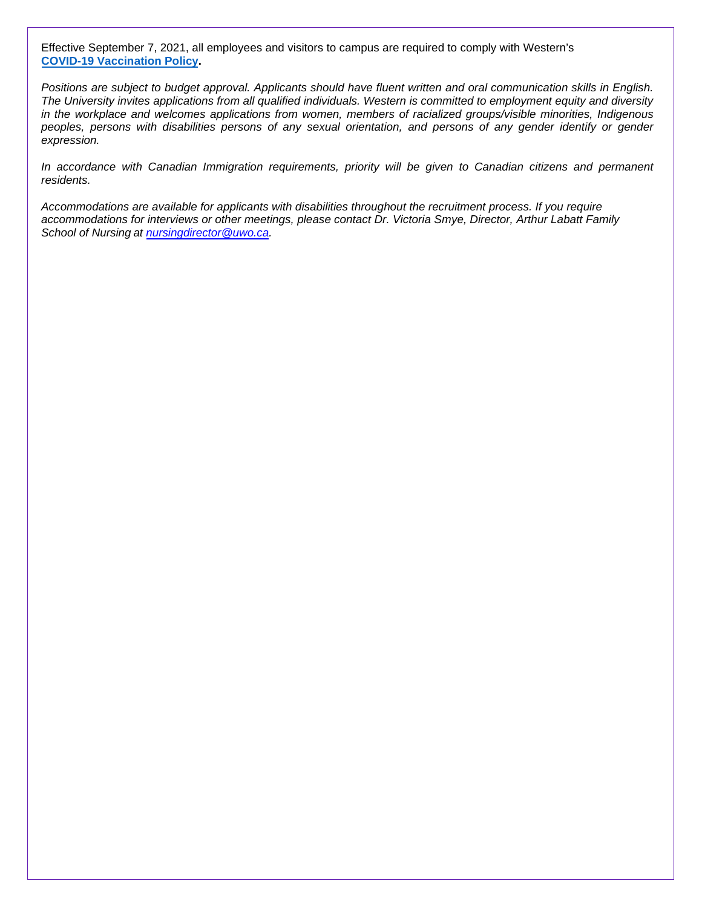Effective September 7, 2021, all employees and visitors to campus are required to comply with Western's **COVID-19 Vaccination Policy**.

*Positions are subject to budget approval. Applicants should have fluent written and oral communication skills in English. The University invites applications from all qualified individuals. Western is committed to employment equity and diversity in the workplace and welcomes applications from women, members of racialized groups/visible minorities, Indigenous peoples, persons with disabilities persons of any sexual orientation, and persons of any gender identify or gender expression.*

*In accordance with Canadian Immigration requirements, priority will be given to Canadian citizens and permanent residents.*

*Accommodations are available for applicants with disabilities throughout the recruitment process. If you require accommodations for interviews or other meetings, please contact Dr. Victoria Smye, Director, Arthur Labatt Family School of Nursing at nursingdirector@uwo.ca.*